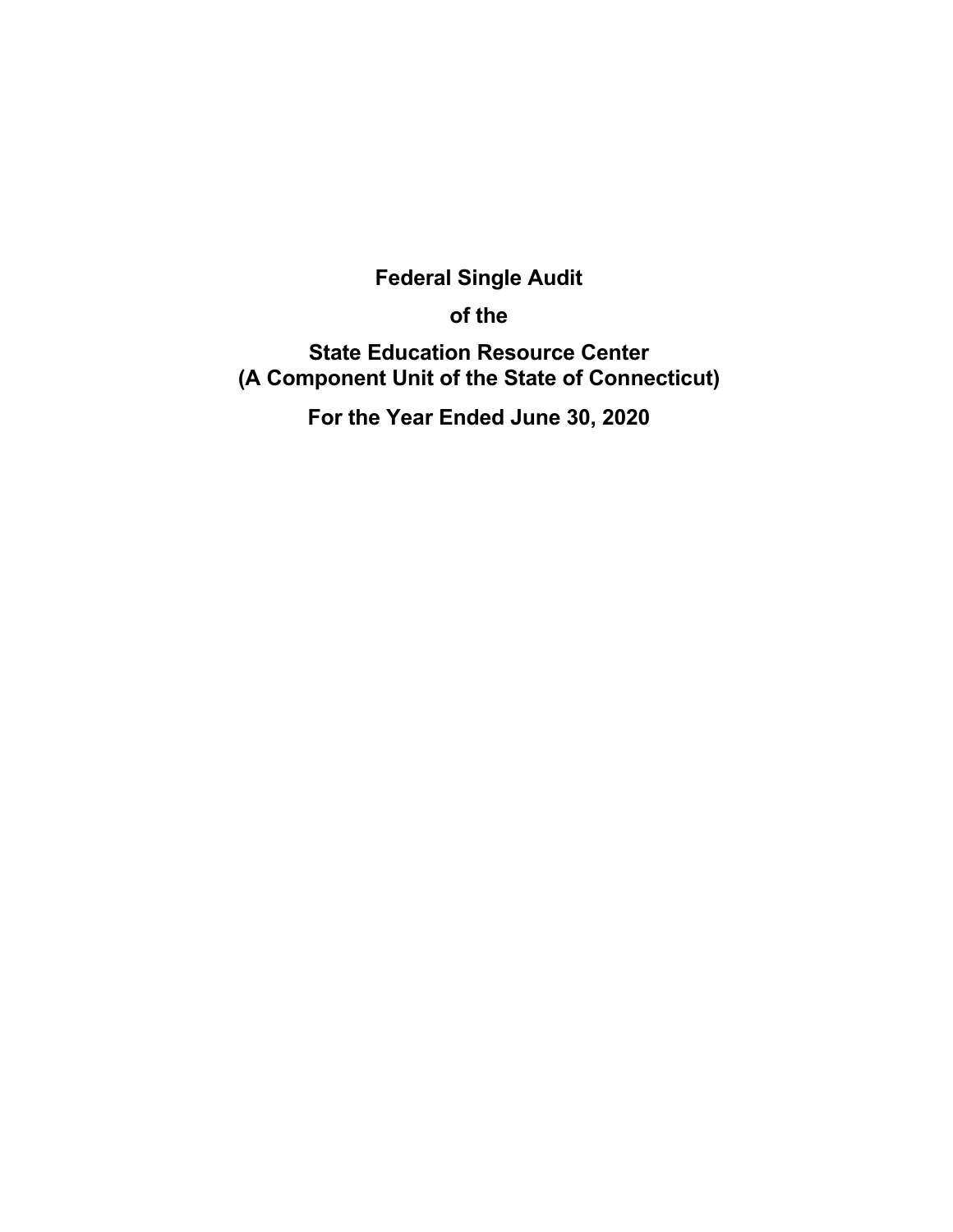# Federal Single Audit

## of the

## State Education Resource Center
## (A Component Unit of the State of Connecticut)

## For the Year Ended June 30, 2020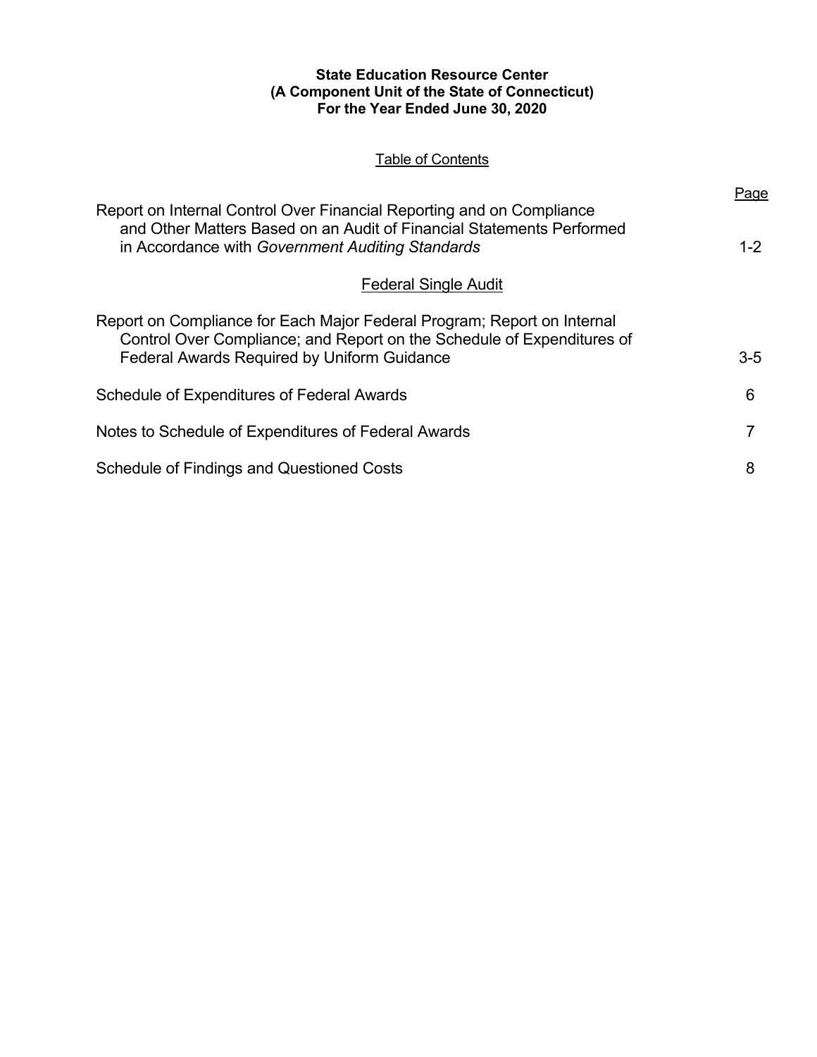**State Education Resource Center**
**(A Component Unit of the State of Connecticut)**
**For the Year Ended June 30, 2020**

Table of Contents

| | Page |
|---|---|
| Report on Internal Control Over Financial Reporting and on Compliance and Other Matters Based on an Audit of Financial Statements Performed in Accordance with *Government Auditing Standards* | 1-2 |
| **Federal Single Audit** | |
| Report on Compliance for Each Major Federal Program; Report on Internal Control Over Compliance; and Report on the Schedule of Expenditures of Federal Awards Required by Uniform Guidance | 3-5 |
| Schedule of Expenditures of Federal Awards | 6 |
| Notes to Schedule of Expenditures of Federal Awards | 7 |
| Schedule of Findings and Questioned Costs | 8 |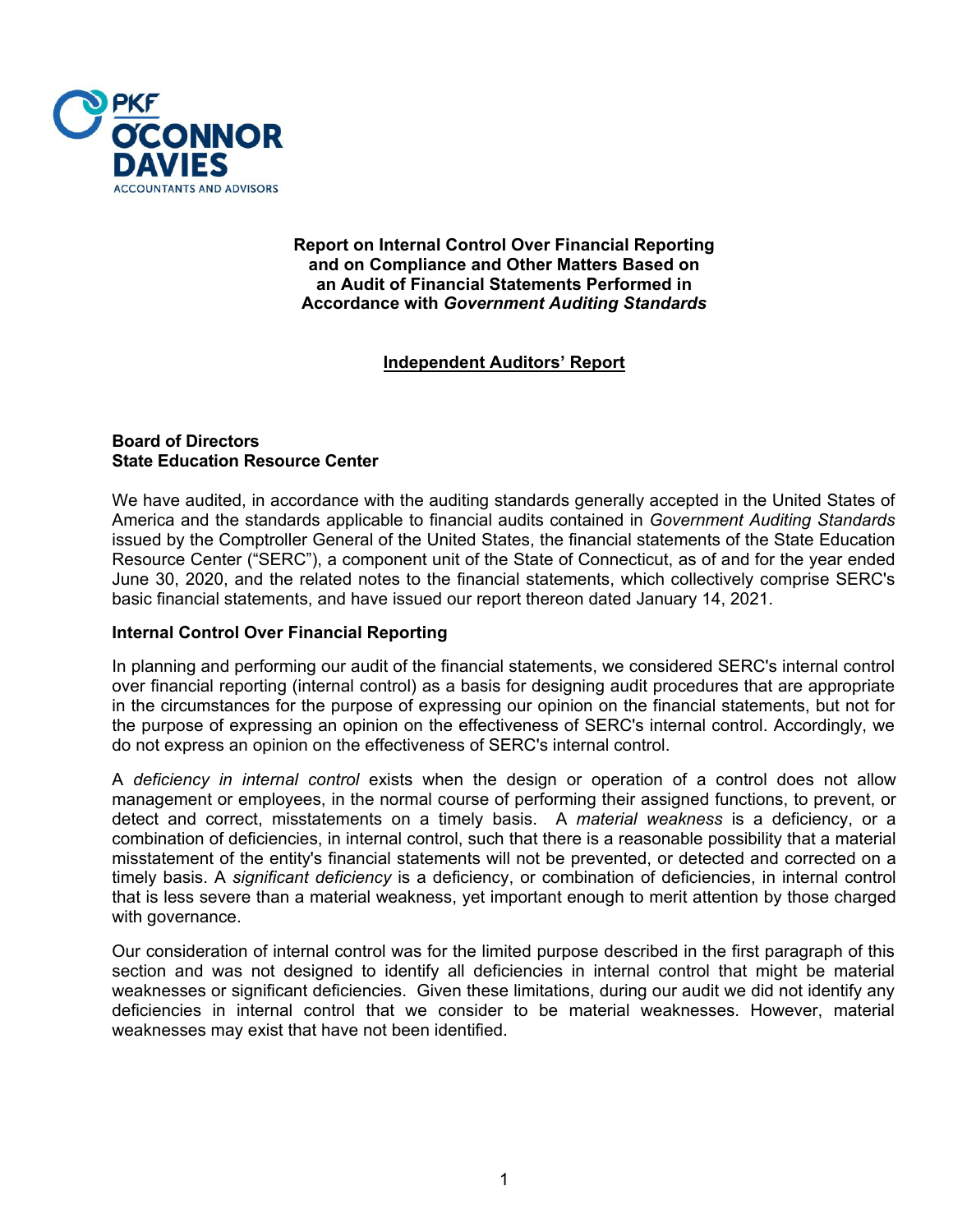PKF O'CONNOR DAVIES
ACCOUNTANTS AND ADVISORS

# Report on Internal Control Over Financial Reporting and on Compliance and Other Matters Based on an Audit of Financial Statements Performed in Accordance with *Government Auditing Standards*

## Independent Auditors' Report

**Board of Directors**
**State Education Resource Center**

We have audited, in accordance with the auditing standards generally accepted in the United States of America and the standards applicable to financial audits contained in *Government Auditing Standards* issued by the Comptroller General of the United States, the financial statements of the State Education Resource Center ("SERC"), a component unit of the State of Connecticut, as of and for the year ended June 30, 2020, and the related notes to the financial statements, which collectively comprise SERC's basic financial statements, and have issued our report thereon dated January 14, 2021.

### Internal Control Over Financial Reporting

In planning and performing our audit of the financial statements, we considered SERC's internal control over financial reporting (internal control) as a basis for designing audit procedures that are appropriate in the circumstances for the purpose of expressing our opinion on the financial statements, but not for the purpose of expressing an opinion on the effectiveness of SERC's internal control. Accordingly, we do not express an opinion on the effectiveness of SERC's internal control.

A *deficiency in internal control* exists when the design or operation of a control does not allow management or employees, in the normal course of performing their assigned functions, to prevent, or detect and correct, misstatements on a timely basis. A *material weakness* is a deficiency, or a combination of deficiencies, in internal control, such that there is a reasonable possibility that a material misstatement of the entity's financial statements will not be prevented, or detected and corrected on a timely basis. A *significant deficiency* is a deficiency, or combination of deficiencies, in internal control that is less severe than a material weakness, yet important enough to merit attention by those charged with governance.

Our consideration of internal control was for the limited purpose described in the first paragraph of this section and was not designed to identify all deficiencies in internal control that might be material weaknesses or significant deficiencies. Given these limitations, during our audit we did not identify any deficiencies in internal control that we consider to be material weaknesses. However, material weaknesses may exist that have not been identified.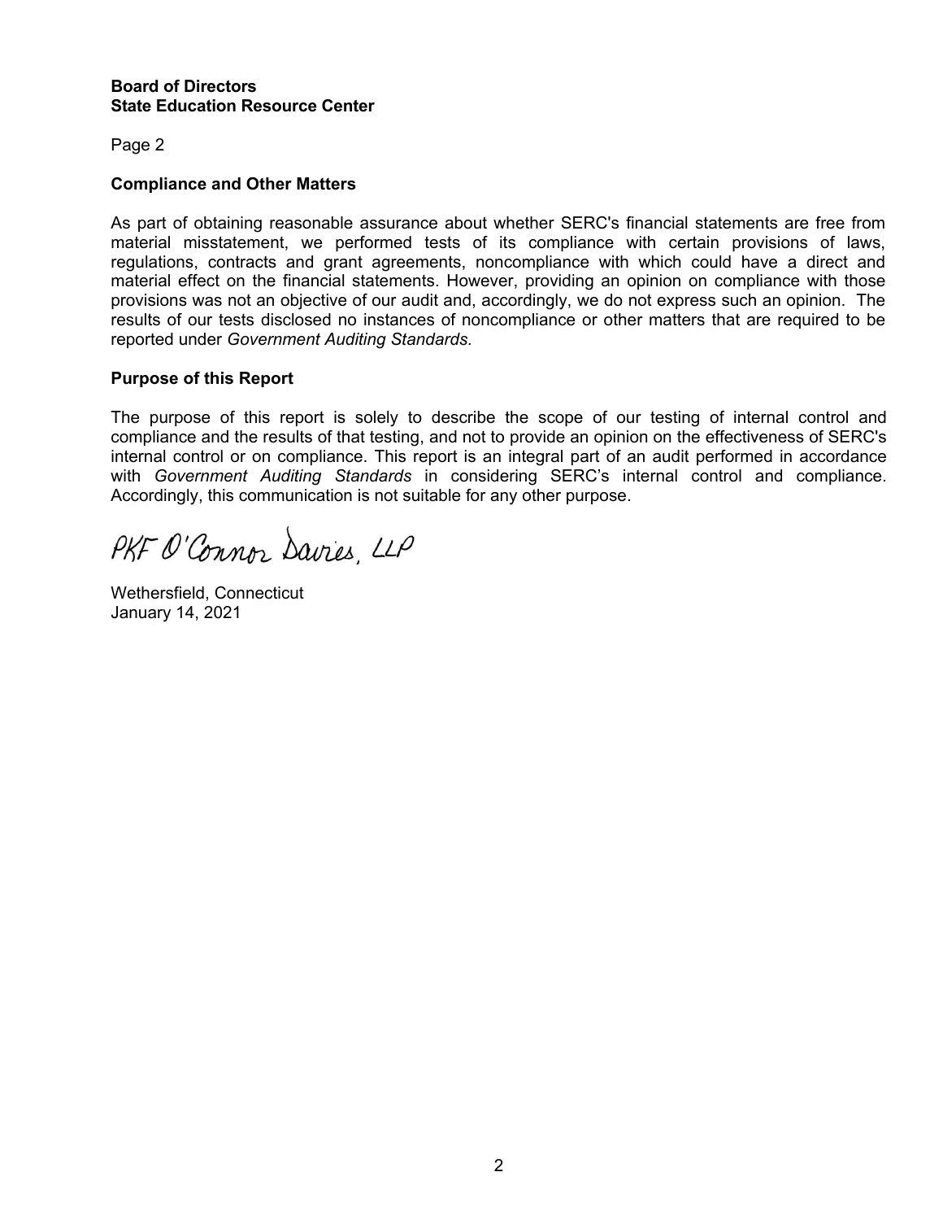**Board of Directors**
**State Education Resource Center**

Page 2

**Compliance and Other Matters**

As part of obtaining reasonable assurance about whether SERC's financial statements are free from material misstatement, we performed tests of its compliance with certain provisions of laws, regulations, contracts and grant agreements, noncompliance with which could have a direct and material effect on the financial statements. However, providing an opinion on compliance with those provisions was not an objective of our audit and, accordingly, we do not express such an opinion. The results of our tests disclosed no instances of noncompliance or other matters that are required to be reported under *Government Auditing Standards.*

**Purpose of this Report**

The purpose of this report is solely to describe the scope of our testing of internal control and compliance and the results of that testing, and not to provide an opinion on the effectiveness of SERC's internal control or on compliance. This report is an integral part of an audit performed in accordance with *Government Auditing Standards* in considering SERC's internal control and compliance. Accordingly, this communication is not suitable for any other purpose.

PKF O'Connor Davies, LLP

Wethersfield, Connecticut
January 14, 2021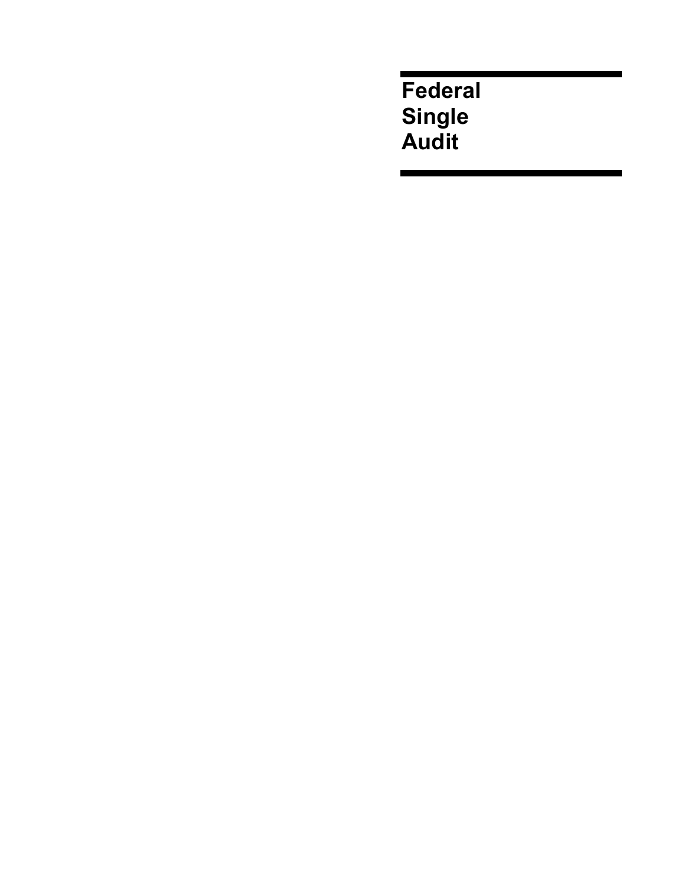# Federal Single Audit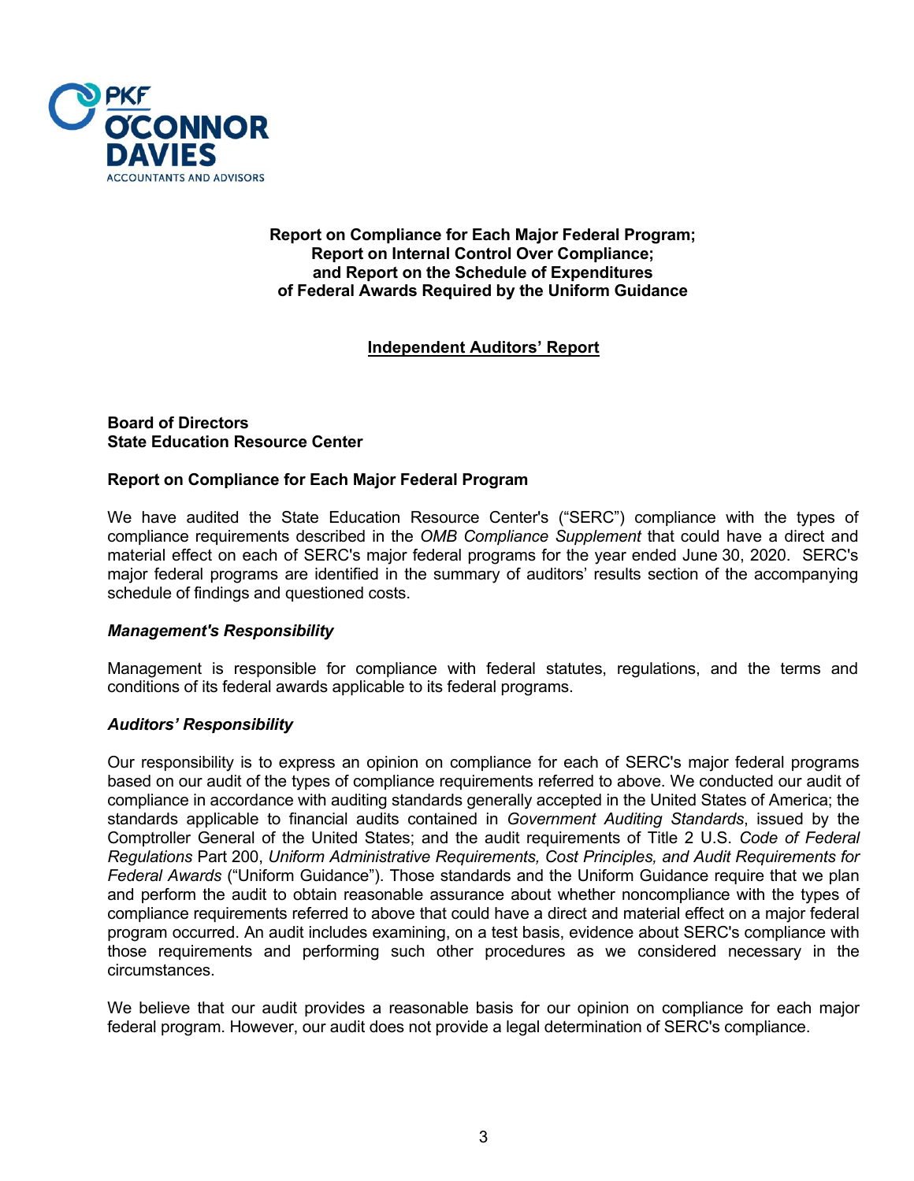PKF O'CONNOR DAVIES
ACCOUNTANTS AND ADVISORS

## Report on Compliance for Each Major Federal Program; Report on Internal Control Over Compliance; and Report on the Schedule of Expenditures of Federal Awards Required by the Uniform Guidance

### Independent Auditors' Report

**Board of Directors**
**State Education Resource Center**

### Report on Compliance for Each Major Federal Program

We have audited the State Education Resource Center's ("SERC") compliance with the types of compliance requirements described in the *OMB Compliance Supplement* that could have a direct and material effect on each of SERC's major federal programs for the year ended June 30, 2020. SERC's major federal programs are identified in the summary of auditors' results section of the accompanying schedule of findings and questioned costs.

#### *Management's Responsibility*

Management is responsible for compliance with federal statutes, regulations, and the terms and conditions of its federal awards applicable to its federal programs.

#### *Auditors' Responsibility*

Our responsibility is to express an opinion on compliance for each of SERC's major federal programs based on our audit of the types of compliance requirements referred to above. We conducted our audit of compliance in accordance with auditing standards generally accepted in the United States of America; the standards applicable to financial audits contained in *Government Auditing Standards*, issued by the Comptroller General of the United States; and the audit requirements of Title 2 U.S. *Code of Federal Regulations* Part 200, *Uniform Administrative Requirements, Cost Principles, and Audit Requirements for Federal Awards* ("Uniform Guidance"). Those standards and the Uniform Guidance require that we plan and perform the audit to obtain reasonable assurance about whether noncompliance with the types of compliance requirements referred to above that could have a direct and material effect on a major federal program occurred. An audit includes examining, on a test basis, evidence about SERC's compliance with those requirements and performing such other procedures as we considered necessary in the circumstances.

We believe that our audit provides a reasonable basis for our opinion on compliance for each major federal program. However, our audit does not provide a legal determination of SERC's compliance.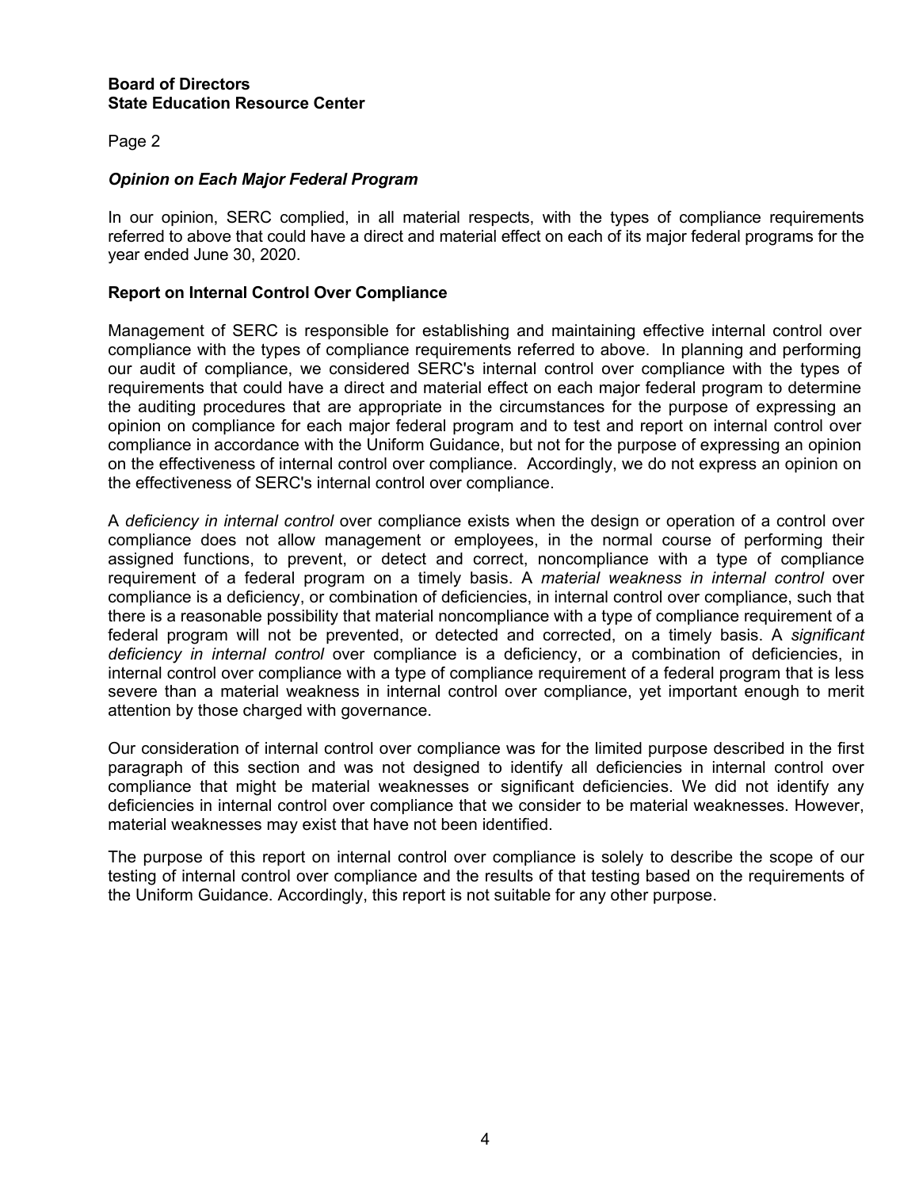**Board of Directors**
**State Education Resource Center**

Page 2

### *Opinion on Each Major Federal Program*

In our opinion, SERC complied, in all material respects, with the types of compliance requirements referred to above that could have a direct and material effect on each of its major federal programs for the year ended June 30, 2020.

### Report on Internal Control Over Compliance

Management of SERC is responsible for establishing and maintaining effective internal control over compliance with the types of compliance requirements referred to above. In planning and performing our audit of compliance, we considered SERC's internal control over compliance with the types of requirements that could have a direct and material effect on each major federal program to determine the auditing procedures that are appropriate in the circumstances for the purpose of expressing an opinion on compliance for each major federal program and to test and report on internal control over compliance in accordance with the Uniform Guidance, but not for the purpose of expressing an opinion on the effectiveness of internal control over compliance. Accordingly, we do not express an opinion on the effectiveness of SERC's internal control over compliance.

A *deficiency in internal control* over compliance exists when the design or operation of a control over compliance does not allow management or employees, in the normal course of performing their assigned functions, to prevent, or detect and correct, noncompliance with a type of compliance requirement of a federal program on a timely basis. A *material weakness in internal control* over compliance is a deficiency, or combination of deficiencies, in internal control over compliance, such that there is a reasonable possibility that material noncompliance with a type of compliance requirement of a federal program will not be prevented, or detected and corrected, on a timely basis. A *significant deficiency in internal control* over compliance is a deficiency, or a combination of deficiencies, in internal control over compliance with a type of compliance requirement of a federal program that is less severe than a material weakness in internal control over compliance, yet important enough to merit attention by those charged with governance.

Our consideration of internal control over compliance was for the limited purpose described in the first paragraph of this section and was not designed to identify all deficiencies in internal control over compliance that might be material weaknesses or significant deficiencies. We did not identify any deficiencies in internal control over compliance that we consider to be material weaknesses. However, material weaknesses may exist that have not been identified.

The purpose of this report on internal control over compliance is solely to describe the scope of our testing of internal control over compliance and the results of that testing based on the requirements of the Uniform Guidance. Accordingly, this report is not suitable for any other purpose.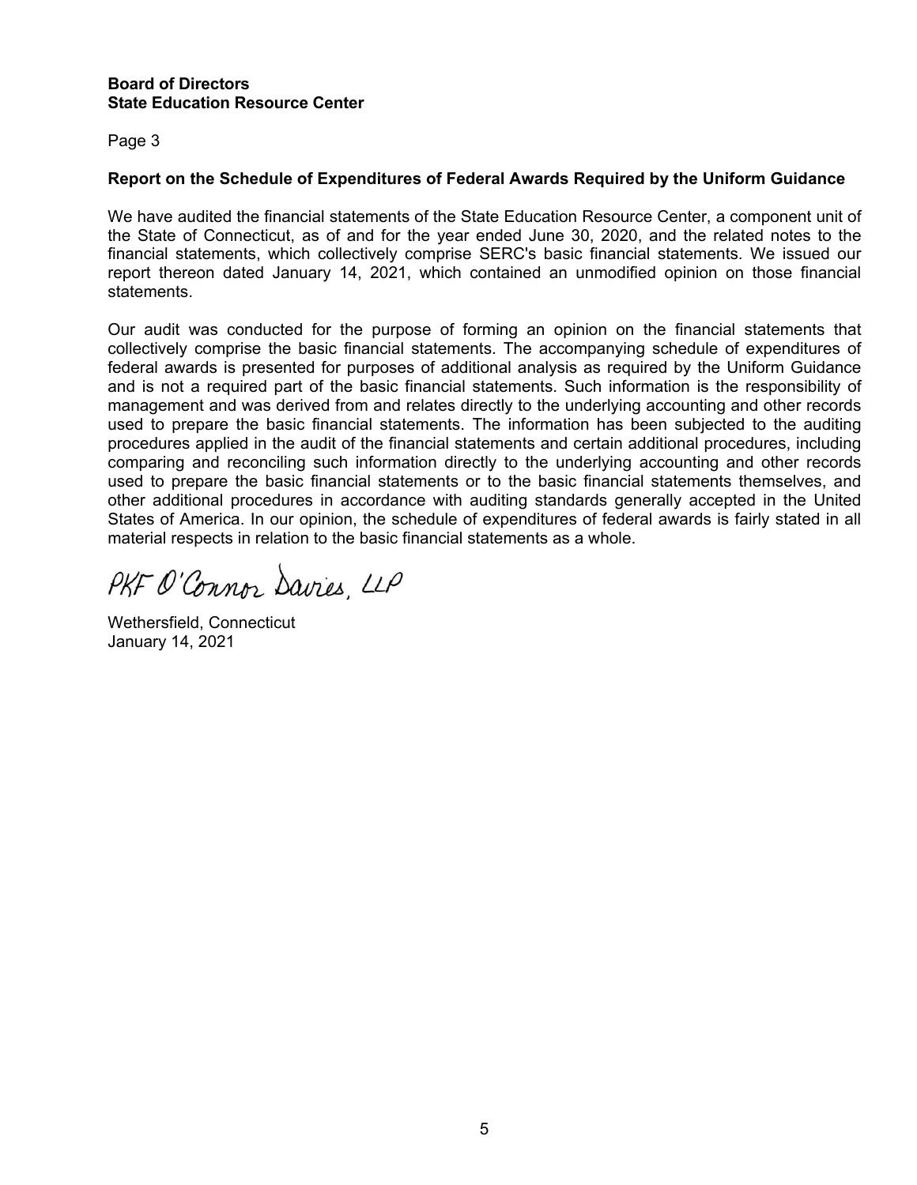**Board of Directors**
**State Education Resource Center**

Page 3

**Report on the Schedule of Expenditures of Federal Awards Required by the Uniform Guidance**

We have audited the financial statements of the State Education Resource Center, a component unit of the State of Connecticut, as of and for the year ended June 30, 2020, and the related notes to the financial statements, which collectively comprise SERC's basic financial statements. We issued our report thereon dated January 14, 2021, which contained an unmodified opinion on those financial statements.

Our audit was conducted for the purpose of forming an opinion on the financial statements that collectively comprise the basic financial statements. The accompanying schedule of expenditures of federal awards is presented for purposes of additional analysis as required by the Uniform Guidance and is not a required part of the basic financial statements. Such information is the responsibility of management and was derived from and relates directly to the underlying accounting and other records used to prepare the basic financial statements. The information has been subjected to the auditing procedures applied in the audit of the financial statements and certain additional procedures, including comparing and reconciling such information directly to the underlying accounting and other records used to prepare the basic financial statements or to the basic financial statements themselves, and other additional procedures in accordance with auditing standards generally accepted in the United States of America. In our opinion, the schedule of expenditures of federal awards is fairly stated in all material respects in relation to the basic financial statements as a whole.

PKF O'Connor Davies, LLP

Wethersfield, Connecticut
January 14, 2021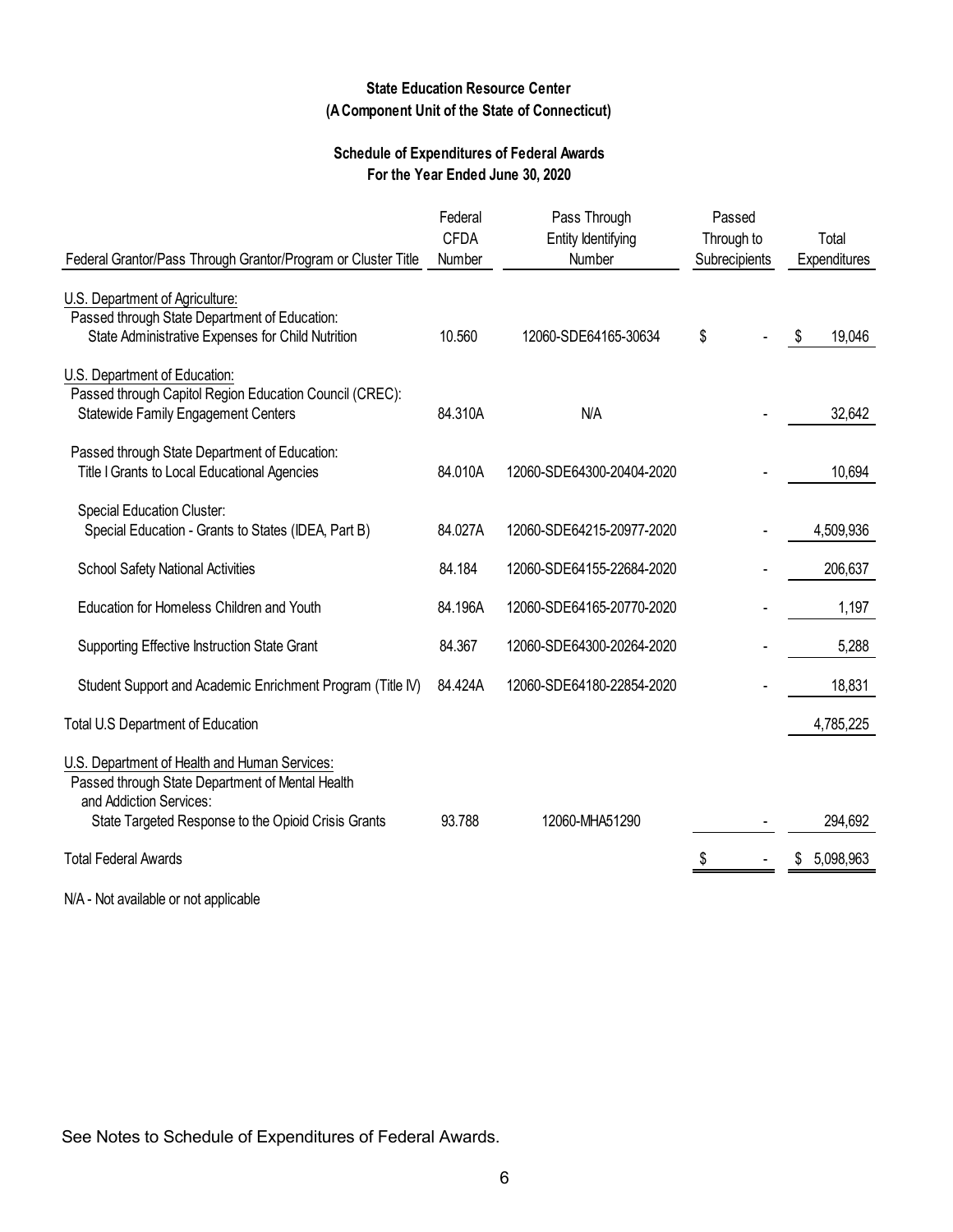**State Education Resource Center**
**(A Component Unit of the State of Connecticut)**

**Schedule of Expenditures of Federal Awards**
**For the Year Ended June 30, 2020**

| Federal Grantor/Pass Through Grantor/Program or Cluster Title | Federal CFDA Number | Pass Through Entity Identifying Number | Passed Through to Subrecipients | Total Expenditures |
|---|---|---|---|---|
| U.S. Department of Agriculture: | | | | |
| Passed through State Department of Education: | | | | |
| State Administrative Expenses for Child Nutrition | 10.560 | 12060-SDE64165-30634 | $ - | $ 19,046 |
| U.S. Department of Education: | | | | |
| Passed through Capitol Region Education Council (CREC): | | | | |
| Statewide Family Engagement Centers | 84.310A | N/A | - | 32,642 |
| Passed through State Department of Education: | | | | |
| Title I Grants to Local Educational Agencies | 84.010A | 12060-SDE64300-20404-2020 | - | 10,694 |
| Special Education Cluster: | | | | |
| Special Education - Grants to States (IDEA, Part B) | 84.027A | 12060-SDE64215-20977-2020 | - | 4,509,936 |
| School Safety National Activities | 84.184 | 12060-SDE64155-22684-2020 | - | 206,637 |
| Education for Homeless Children and Youth | 84.196A | 12060-SDE64165-20770-2020 | - | 1,197 |
| Supporting Effective Instruction State Grant | 84.367 | 12060-SDE64300-20264-2020 | - | 5,288 |
| Student Support and Academic Enrichment Program (Title IV) | 84.424A | 12060-SDE64180-22854-2020 | - | 18,831 |
| Total U.S Department of Education | | | | 4,785,225 |
| U.S. Department of Health and Human Services: | | | | |
| Passed through State Department of Mental Health and Addiction Services: | | | | |
| State Targeted Response to the Opioid Crisis Grants | 93.788 | 12060-MHA51290 | - | 294,692 |
| Total Federal Awards | | | $ - | $ 5,098,963 |

N/A - Not available or not applicable

See Notes to Schedule of Expenditures of Federal Awards.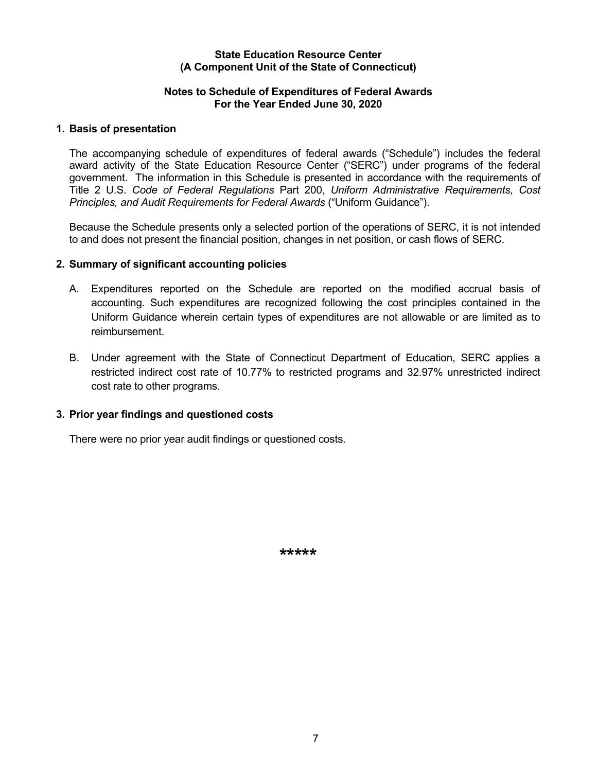**State Education Resource Center**
**(A Component Unit of the State of Connecticut)**

**Notes to Schedule of Expenditures of Federal Awards**
**For the Year Ended June 30, 2020**

## 1. Basis of presentation

The accompanying schedule of expenditures of federal awards ("Schedule") includes the federal award activity of the State Education Resource Center ("SERC") under programs of the federal government. The information in this Schedule is presented in accordance with the requirements of Title 2 U.S. *Code of Federal Regulations* Part 200, *Uniform Administrative Requirements, Cost Principles, and Audit Requirements for Federal Awards* ("Uniform Guidance").

Because the Schedule presents only a selected portion of the operations of SERC, it is not intended to and does not present the financial position, changes in net position, or cash flows of SERC.

## 2. Summary of significant accounting policies

A. Expenditures reported on the Schedule are reported on the modified accrual basis of accounting. Such expenditures are recognized following the cost principles contained in the Uniform Guidance wherein certain types of expenditures are not allowable or are limited as to reimbursement.

B. Under agreement with the State of Connecticut Department of Education, SERC applies a restricted indirect cost rate of 10.77% to restricted programs and 32.97% unrestricted indirect cost rate to other programs.

## 3. Prior year findings and questioned costs

There were no prior year audit findings or questioned costs.

\*\*\*\*\*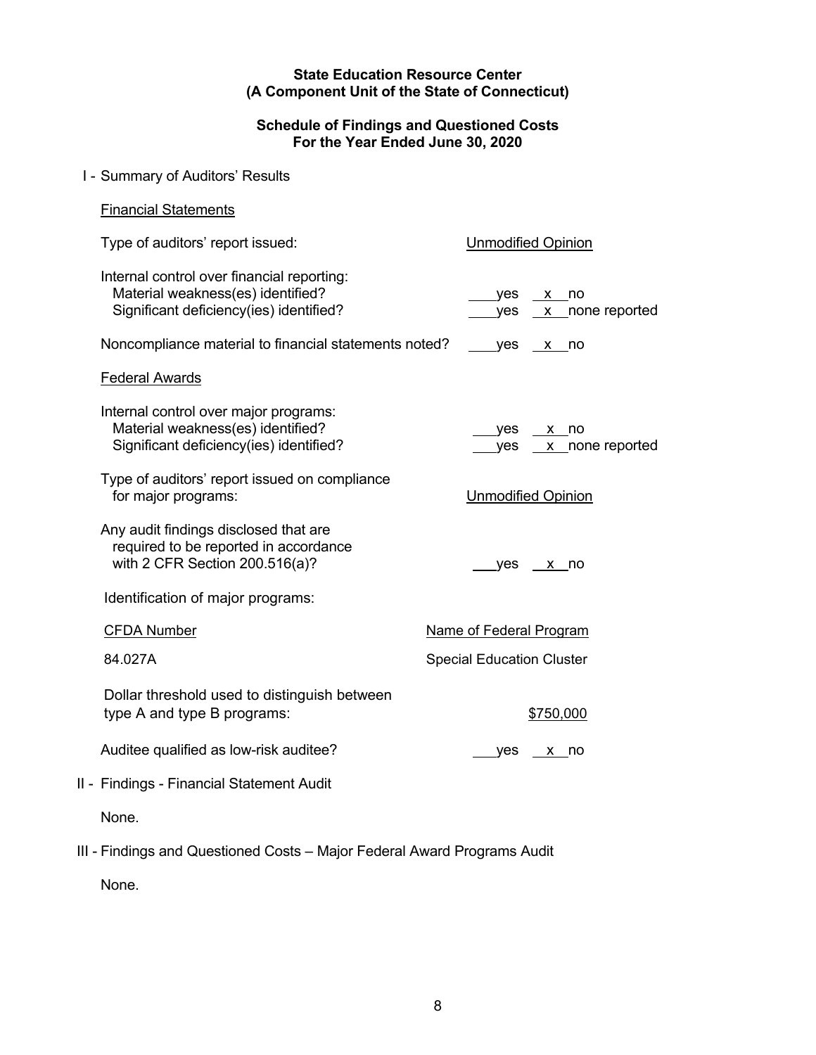**State Education Resource Center**
**(A Component Unit of the State of Connecticut)**

**Schedule of Findings and Questioned Costs**
**For the Year Ended June 30, 2020**

I - Summary of Auditors' Results

Financial Statements

Type of auditors' report issued: Unmodified Opinion

Internal control over financial reporting:
- Material weakness(es) identified? ____yes __x__no
- Significant deficiency(ies) identified? ____yes __x__none reported

Noncompliance material to financial statements noted? ____yes __x__no

Federal Awards

Internal control over major programs:
- Material weakness(es) identified? ____yes __x__no
- Significant deficiency(ies) identified? ____yes __x__none reported

Type of auditors' report issued on compliance for major programs: Unmodified Opinion

Any audit findings disclosed that are required to be reported in accordance with 2 CFR Section 200.516(a)? ____yes __x__no

Identification of major programs:

| CFDA Number | Name of Federal Program |
|---|---|
| 84.027A | Special Education Cluster |

Dollar threshold used to distinguish between type A and type B programs: $750,000

Auditee qualified as low-risk auditee? ____yes __x__no

II - Findings - Financial Statement Audit

None.

III - Findings and Questioned Costs – Major Federal Award Programs Audit

None.